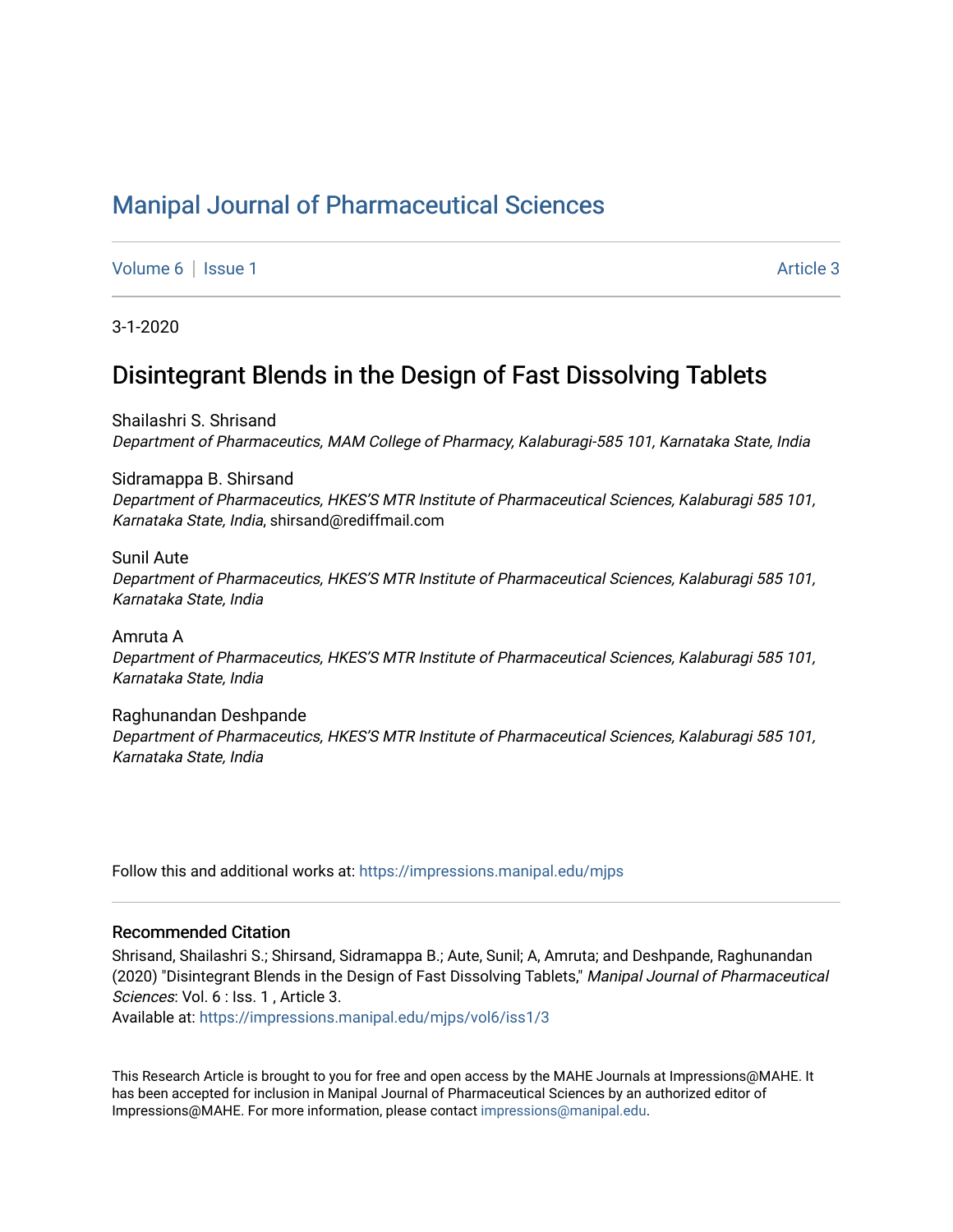# Manipal Journal of Pharmaceutical Sciences

Volume 6 | Issue 1 Article 3

3-1-2020

## Disintegrant Blends in the Design of Fast Dissolving Tablets

Shailashri S. Shrisand
*Department of Pharmaceutics, MAM College of Pharmacy, Kalaburagi-585 101, Karnataka State, India*

Sidramappa B. Shirsand
*Department of Pharmaceutics, HKES'S MTR Institute of Pharmaceutical Sciences, Kalaburagi 585 101, Karnataka State, India*, shirsand@rediffmail.com

Sunil Aute
*Department of Pharmaceutics, HKES'S MTR Institute of Pharmaceutical Sciences, Kalaburagi 585 101, Karnataka State, India*

Amruta A
*Department of Pharmaceutics, HKES'S MTR Institute of Pharmaceutical Sciences, Kalaburagi 585 101, Karnataka State, India*

Raghunandan Deshpande
*Department of Pharmaceutics, HKES'S MTR Institute of Pharmaceutical Sciences, Kalaburagi 585 101, Karnataka State, India*

Follow this and additional works at: https://impressions.manipal.edu/mjps

### Recommended Citation

Shrisand, Shailashri S.; Shirsand, Sidramappa B.; Aute, Sunil; A, Amruta; and Deshpande, Raghunandan (2020) "Disintegrant Blends in the Design of Fast Dissolving Tablets," *Manipal Journal of Pharmaceutical Sciences*: Vol. 6 : Iss. 1 , Article 3.
Available at: https://impressions.manipal.edu/mjps/vol6/iss1/3

This Research Article is brought to you for free and open access by the MAHE Journals at Impressions@MAHE. It has been accepted for inclusion in Manipal Journal of Pharmaceutical Sciences by an authorized editor of Impressions@MAHE. For more information, please contact impressions@manipal.edu.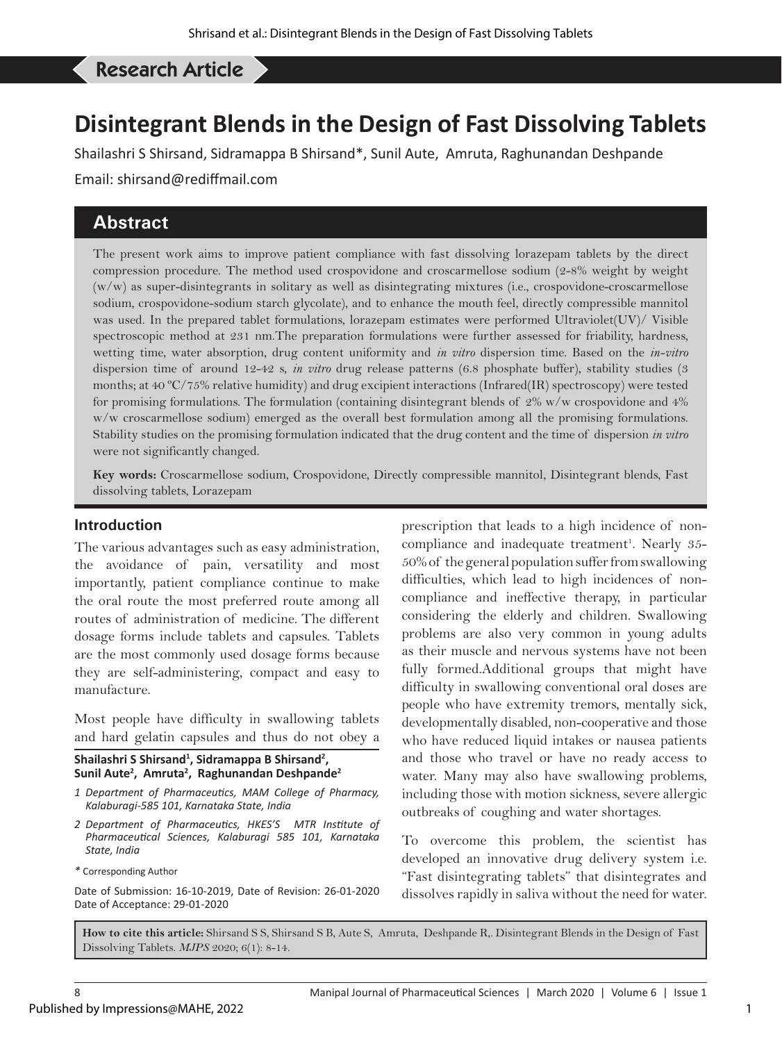## Research Article

# Disintegrant Blends in the Design of Fast Dissolving Tablets

Shailashri S Shirsand, Sidramappa B Shirsand*, Sunil Aute, Amruta, Raghunandan Deshpande

Email: shirsand@rediffmail.com

## Abstract

The present work aims to improve patient compliance with fast dissolving lorazepam tablets by the direct compression procedure. The method used crospovidone and croscarmellose sodium (2-8% weight by weight (w/w) as super-disintegrants in solitary as well as disintegrating mixtures (i.e., crospovidone-croscarmellose sodium, crospovidone-sodium starch glycolate), and to enhance the mouth feel, directly compressible mannitol was used. In the prepared tablet formulations, lorazepam estimates were performed Ultraviolet(UV)/ Visible spectroscopic method at 231 nm.The preparation formulations were further assessed for friability, hardness, wetting time, water absorption, drug content uniformity and *in vitro* dispersion time. Based on the *in-vitro* dispersion time of around 12-42 s, *in vitro* drug release patterns (6.8 phosphate buffer), stability studies (3 months; at 40 ºC/75% relative humidity) and drug excipient interactions (Infrared(IR) spectroscopy) were tested for promising formulations. The formulation (containing disintegrant blends of 2% w/w crospovidone and 4% w/w croscarmellose sodium) emerged as the overall best formulation among all the promising formulations. Stability studies on the promising formulation indicated that the drug content and the time of dispersion *in vitro* were not significantly changed.

**Key words:** Croscarmellose sodium, Crospovidone, Directly compressible mannitol, Disintegrant blends, Fast dissolving tablets, Lorazepam

## Introduction

The various advantages such as easy administration, the avoidance of pain, versatility and most importantly, patient compliance continue to make the oral route the most preferred route among all routes of administration of medicine. The different dosage forms include tablets and capsules. Tablets are the most commonly used dosage forms because they are self-administering, compact and easy to manufacture.

Most people have difficulty in swallowing tablets and hard gelatin capsules and thus do not obey a prescription that leads to a high incidence of non-compliance and inadequate treatment[1]. Nearly 35-50% of the general population suffer from swallowing difficulties, which lead to high incidences of non-compliance and ineffective therapy, in particular considering the elderly and children. Swallowing problems are also very common in young adults as their muscle and nervous systems have not been fully formed.Additional groups that might have difficulty in swallowing conventional oral doses are people who have extremity tremors, mentally sick, developmentally disabled, non-cooperative and those who have reduced liquid intakes or nausea patients and those who travel or have no ready access to water. Many may also have swallowing problems, including those with motion sickness, severe allergic outbreaks of coughing and water shortages.

To overcome this problem, the scientist has developed an innovative drug delivery system i.e. "Fast disintegrating tablets" that disintegrates and dissolves rapidly in saliva without the need for water.

**Shailashri S Shirsand[1], Sidramappa B Shirsand[2], Sunil Aute[2], Amruta[2], Raghunandan Deshpande[2]**

*1 Department of Pharmaceutics, MAM College of Pharmacy, Kalaburagi-585 101, Karnataka State, India*

*2 Department of Pharmaceutics, HKES'S MTR Institute of Pharmaceutical Sciences, Kalaburagi 585 101, Karnataka State, India*

*\* Corresponding Author*

Date of Submission: 16-10-2019, Date of Revision: 26-01-2020 Date of Acceptance: 29-01-2020

**How to cite this article:** Shirsand S S, Shirsand S B, Aute S, Amruta, Deshpande R,. Disintegrant Blends in the Design of Fast Dissolving Tablets. *MJPS* 2020; 6(1): 8-14.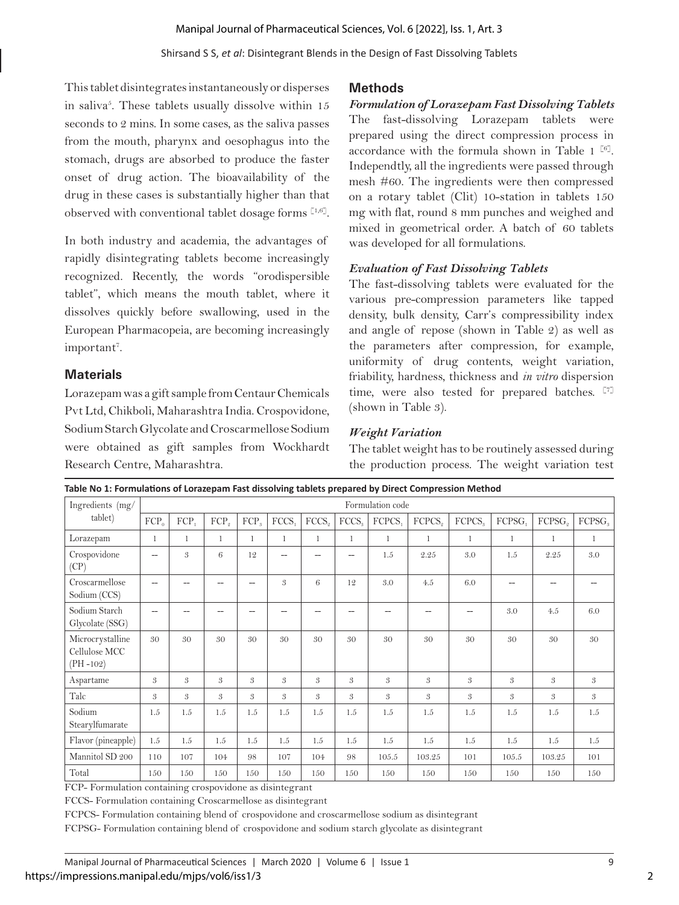This tablet disintegrates instantaneously or disperses in saliva[5]. These tablets usually dissolve within 15 seconds to 2 mins. In some cases, as the saliva passes from the mouth, pharynx and oesophagus into the stomach, drugs are absorbed to produce the faster onset of drug action. The bioavailability of the drug in these cases is substantially higher than that observed with conventional tablet dosage forms [1,6].

In both industry and academia, the advantages of rapidly disintegrating tablets become increasingly recognized. Recently, the words "orodispersible tablet", which means the mouth tablet, where it dissolves quickly before swallowing, used in the European Pharmacopeia, are becoming increasingly important[7].

## Materials

Lorazepam was a gift sample from Centaur Chemicals Pvt Ltd, Chikboli, Maharashtra India. Crospovidone, Sodium Starch Glycolate and Croscarmellose Sodium were obtained as gift samples from Wockhardt Research Centre, Maharashtra.

## Methods

### *Formulation of Lorazepam Fast Dissolving Tablets*

The fast-dissolving Lorazepam tablets were prepared using the direct compression process in accordance with the formula shown in Table 1 [6]. Independtly, all the ingredients were passed through mesh #60. The ingredients were then compressed on a rotary tablet (Clit) 10-station in tablets 150 mg with flat, round 8 mm punches and weighed and mixed in geometrical order. A batch of 60 tablets was developed for all formulations.

### *Evaluation of Fast Dissolving Tablets*

The fast-dissolving tablets were evaluated for the various pre-compression parameters like tapped density, bulk density, Carr's compressibility index and angle of repose (shown in Table 2) as well as the parameters after compression, for example, uniformity of drug contents, weight variation, friability, hardness, thickness and *in vitro* dispersion time, were also tested for prepared batches. [7] (shown in Table 3).

### *Weight Variation*

The tablet weight has to be routinely assessed during the production process. The weight variation test

**Table No 1: Formulations of Lorazepam Fast dissolving tablets prepared by Direct Compression Method**

| Ingredients (mg/ tablet) | Formulation code | | | | | | | | | | | | |
|---|---|---|---|---|---|---|---|---|---|---|---|---|---|
| | $FCP_0$ | $FCP_1$ | $FCP_2$ | $FCP_3$ | $FCCS_1$ | $FCCS_2$ | $FCCS_3$ | $FCPCS_1$ | $FCPCS_2$ | $FCPCS_3$ | $FCPSG_1$ | $FCPSG_2$ | $FCPSG_3$ |
| Lorazepam | 1 | 1 | 1 | 1 | 1 | 1 | 1 | 1 | 1 | 1 | 1 | 1 | 1 |
| Crospovidone (CP) | -- | 3 | 6 | 12 | -- | -- | -- | 1.5 | 2.25 | 3.0 | 1.5 | 2.25 | 3.0 |
| Croscarmellose Sodium (CCS) | -- | -- | -- | -- | 3 | 6 | 12 | 3.0 | 4.5 | 6.0 | -- | -- | -- |
| Sodium Starch Glycolate (SSG) | -- | -- | -- | -- | -- | -- | -- | -- | -- | -- | 3.0 | 4.5 | 6.0 |
| Microcrystalline Cellulose MCC (PH -102) | 30 | 30 | 30 | 30 | 30 | 30 | 30 | 30 | 30 | 30 | 30 | 30 | 30 |
| Aspartame | 3 | 3 | 3 | 3 | 3 | 3 | 3 | 3 | 3 | 3 | 3 | 3 | 3 |
| Talc | 3 | 3 | 3 | 3 | 3 | 3 | 3 | 3 | 3 | 3 | 3 | 3 | 3 |
| Sodium Stearylfumarate | 1.5 | 1.5 | 1.5 | 1.5 | 1.5 | 1.5 | 1.5 | 1.5 | 1.5 | 1.5 | 1.5 | 1.5 | 1.5 |
| Flavor (pineapple) | 1.5 | 1.5 | 1.5 | 1.5 | 1.5 | 1.5 | 1.5 | 1.5 | 1.5 | 1.5 | 1.5 | 1.5 | 1.5 |
| Mannitol SD 200 | 110 | 107 | 104 | 98 | 107 | 104 | 98 | 105.5 | 103.25 | 101 | 105.5 | 103.25 | 101 |
| Total | 150 | 150 | 150 | 150 | 150 | 150 | 150 | 150 | 150 | 150 | 150 | 150 | 150 |

FCP- Formulation containing crospovidone as disintegrant

FCCS- Formulation containing Croscarmellose as disintegrant

FCPCS- Formulation containing blend of crospovidone and croscarmellose sodium as disintegrant

FCPSG- Formulation containing blend of crospovidone and sodium starch glycolate as disintegrant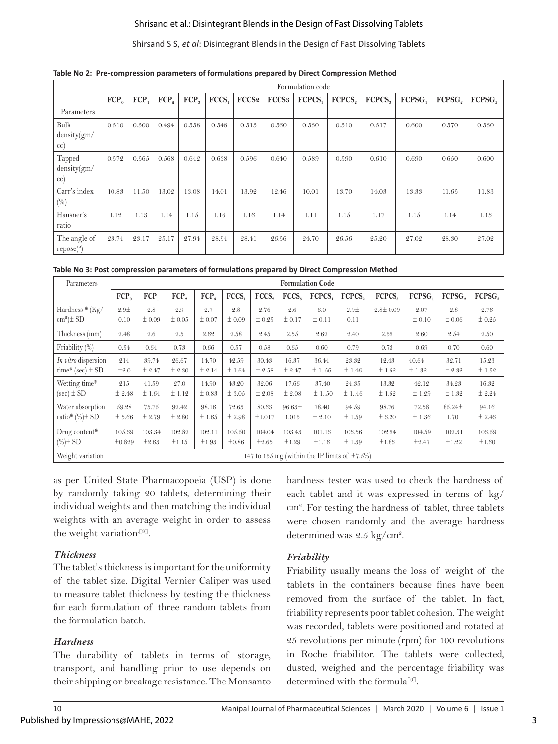**Table No 2: Pre-compression parameters of formulations prepared by Direct Compression Method**

| Parameters | Formulation code | | | | | | | | | | | | |
|---|---|---|---|---|---|---|---|---|---|---|---|---|---|
| | $FCP_0$ | $FCP_1$ | $FCP_2$ | $FCP_3$ | $FCCS_1$ | FCCS2 | FCCS3 | $FCPCS_1$ | $FCPCS_2$ | $FCPCS_3$ | $FCPSG_1$ | $FCPSG_2$ | $FCPSG_3$ |
| Bulk density(gm/cc) | 0.510 | 0.500 | 0.494 | 0.558 | 0.548 | 0.513 | 0.560 | 0.530 | 0.510 | 0.517 | 0.600 | 0.570 | 0.530 |
| Tapped density(gm/cc) | 0.572 | 0.565 | 0.568 | 0.642 | 0.638 | 0.596 | 0.640 | 0.589 | 0.590 | 0.610 | 0.690 | 0.650 | 0.600 |
| Carr's index (%) | 10.83 | 11.50 | 13.02 | 13.08 | 14.01 | 13.92 | 12.46 | 10.01 | 13.70 | 14.03 | 13.33 | 11.65 | 11.83 |
| Hausner's ratio | 1.12 | 1.13 | 1.14 | 1.15 | 1.16 | 1.16 | 1.14 | 1.11 | 1.15 | 1.17 | 1.15 | 1.14 | 1.13 |
| The angle of repose(°) | 23.74 | 23.17 | 25.17 | 27.94 | 28.94 | 28.41 | 26.56 | 24.70 | 26.56 | 25.20 | 27.02 | 28.30 | 27.02 |

**Table No 3: Post compression parameters of formulations prepared by Direct Compression Method**

| Parameters | Formulation Code | | | | | | | | | | | | |
|---|---|---|---|---|---|---|---|---|---|---|---|---|---|
| | $FCP_0$ | $FCP_1$ | $FCP_2$ | $FCP_3$ | $FCCS_1$ | $FCCS_2$ | $FCCS_3$ | $FCPCS_1$ | $FCPCS_2$ | $FCPCS_3$ | $FCPSG_1$ | $FCPSG_2$ | $FCPSG_3$ |
| Hardness * (Kg/cm²)± SD | 2.9± 0.10 | 2.8 ± 0.09 | 2.9 ± 0.05 | 2.7 ± 0.07 | 2.8 ± 0.09 | 2.76 ± 0.25 | 2.6 ± 0.17 | 3.0 ± 0.11 | 2.9± 0.11 | 2.8± 0.09 | 2.07 ± 0.10 | 2.8 ± 0.06 | 2.76 ± 0.25 |
| Thickness (mm) | 2.48 | 2.6 | 2.5 | 2.62 | 2.58 | 2.45 | 2.35 | 2.62 | 2.40 | 2.52 | 2.60 | 2.54 | 2.50 |
| Friability (%) | 0.54 | 0.64 | 0.73 | 0.66 | 0.57 | 0.58 | 0.65 | 0.60 | 0.79 | 0.73 | 0.69 | 0.70 | 0.60 |
| *In vitro* dispersion time* (sec) ± SD | 214 ±2.0 | 39.74 ± 2.47 | 26.67 ± 2.30 | 14.70 ± 2.14 | 42.59 ± 1.64 | 30.43 ± 2.58 | 16.37 ± 2.47 | 36.44 ± 1..56 | 23.32 ± 1.46 | 12.43 ± 1.52 | 40.64 ± 1.32 | 32.71 ± 2.32 | 15.23 ± 1.52 |
| Wetting time* (sec) ± SD | 215 ± 2.48 | 41.59 ± 1.64 | 27.0 ± 1.12 | 14.90 ± 0.83 | 43.20 ± 3.05 | 32.06 ± 2.08 | 17.66 ± 2.08 | 37.40 ± 1..50 | 24.35 ± 1..46 | 13.32 ± 1.52 | 42.12 ± 1.29 | 34.23 ± 1.32 | 16.32 ± 2.24 |
| Water absorption ratio* (%)± SD | 59.28 ± 3.66 | 75.75 ± 2.79 | 92.42 ± 2.80 | 98.16 ± 1.65 | 72.63 ± 2.98 | 80.63 ±1.017 | 96.63± 1.015 | 78.40 ± 2.10 | 94.59 ± 1.59 | 98.76 ± 3.20 | 72.38 ± 1.36 | 85.24± 1.70 | 94.16 ± 2.43 |
| Drug content* (%)± SD | 105.39 ±0.829 | 103.34 ±2.63 | 102.82 ±1.15 | 102.11 ±1.93 | 105.50 ±0.86 | 104.04 ±2.63 | 103.43 ±1.29 | 101.13 ±1.16 | 103.36 ±1.39 | 102.24 ±1.83 | 104.59 ±2.47 | 102.31 ±1.22 | 103.59 ±1.60 |
| Weight variation | 147 to 155 mg (within the IP limits of ±7.5%) | | | | | | | | | | | | |

as per United State Pharmacopoeia (USP) is done by randomly taking 20 tablets, determining their individual weights and then matching the individual weights with an average weight in order to assess the weight variation [8].

### *Thickness*

The tablet's thickness is important for the uniformity of the tablet size. Digital Vernier Caliper was used to measure tablet thickness by testing the thickness for each formulation of three random tablets from the formulation batch.

### *Hardness*

The durability of tablets in terms of storage, transport, and handling prior to use depends on their shipping or breakage resistance. The Monsanto hardness tester was used to check the hardness of each tablet and it was expressed in terms of kg/cm². For testing the hardness of tablet, three tablets were chosen randomly and the average hardness determined was 2.5 kg/cm².

### *Friability*

Friability usually means the loss of weight of the tablets in the containers because fines have been removed from the surface of the tablet. In fact, friability represents poor tablet cohesion. The weight was recorded, tablets were positioned and rotated at 25 revolutions per minute (rpm) for 100 revolutions in Roche friabilitor. The tablets were collected, dusted, weighed and the percentage friability was determined with the formula[9].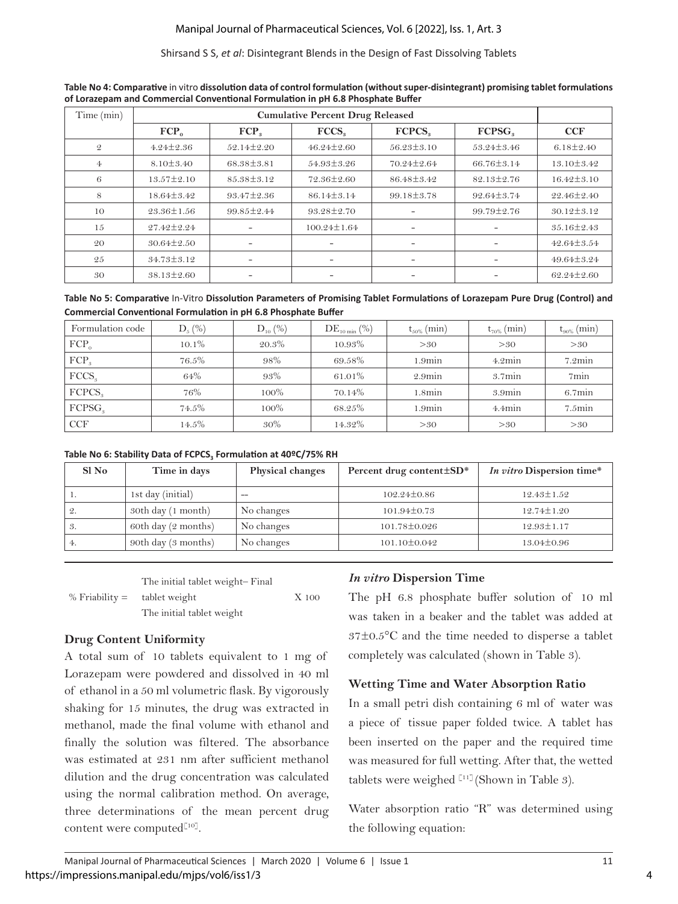**Table No 4: Comparative** *in vitro* **dissolution data of control formulation (without super-disintegrant) promising tablet formulations of Lorazepam and Commercial Conventional Formulation in pH 6.8 Phosphate Buffer**

| Time (min) | Cumulative Percent Drug Released | | | | | |
|---|---|---|---|---|---|---|
| | $FCP_0$ | $FCP_3$ | $FCCS_3$ | $FCPCS_3$ | $FCPSG_3$ | CCF |
| 2 | 4.24±2.36 | 52.14±2.20 | 46.24±2.60 | 56.23±3.10 | 53.24±3.46 | 6.18±2.40 |
| 4 | 8.10±3.40 | 68.38±3.81 | 54.93±3.26 | 70.24±2.64 | 66.76±3.14 | 13.10±3.42 |
| 6 | 13.57±2.10 | 85.38±3.12 | 72.36±2.60 | 86.48±3.42 | 82.13±2.76 | 16.42±3.10 |
| 8 | 18.64±3.42 | 93.47±2.36 | 86.14±3.14 | 99.18±3.78 | 92.64±3.74 | 22.46±2.40 |
| 10 | 23.36±1.56 | 99.85±2.44 | 93.28±2.70 | - | 99.79±2.76 | 30.12±3.12 |
| 15 | 27.42±2.24 | - | 100.24±1.64 | - | - | 35.16±2.43 |
| 20 | 30.64±2.50 | - | - | - | - | 42.64±3.54 |
| 25 | 34.73±3.12 | - | - | - | - | 49.64±3.24 |
| 30 | 38.13±2.60 | - | - | - | - | 62.24±2.60 |

**Table No 5: Comparative** In-Vitro **Dissolution Parameters of Promising Tablet Formulations of Lorazepam Pure Drug (Control) and Commercial Conventional Formulation in pH 6.8 Phosphate Buffer**

| Formulation code | $D_5$ (%) | $D_{10}$ (%) | $DE_{10\,min}$ (%) | $t_{50\%}$ (min) | $t_{70\%}$ (min) | $t_{90\%}$ (min) |
|---|---|---|---|---|---|---|
| $FCP_0$ | 10.1% | 20.3% | 10.93% | >30 | >30 | >30 |
| $FCP_3$ | 76.5% | 98% | 69.58% | 1.9min | 4.2min | 7.2min |
| $FCCS_3$ | 64% | 93% | 61.01% | 2.9min | 3.7min | 7min |
| $FCPCS_3$ | 76% | 100% | 70.14% | 1.8min | 3.9min | 6.7min |
| $FCPSG_3$ | 74.5% | 100% | 68.25% | 1.9min | 4.4min | 7.5min |
| CCF | 14.5% | 30% | 14.32% | >30 | >30 | >30 |

**Table No 6: Stability Data of $FCPCS_3$ Formulation at 40ºC/75% RH**

| Sl No | Time in days | Physical changes | Percent drug content±SD* | *In vitro* Dispersion time* |
|---|---|---|---|---|
| 1. | 1st day (initial) | -- | 102.24±0.86 | 12.43±1.52 |
| 2. | 30th day (1 month) | No changes | 101.94±0.73 | 12.74±1.20 |
| 3. | 60th day (2 months) | No changes | 101.78±0.026 | 12.93±1.17 |
| 4. | 90th day (3 months) | No changes | 101.10±0.042 | 13.04±0.96 |

$$\% \text{ Friability} = \frac{\text{The initial tablet weight} - \text{Final tablet weight}}{\text{The initial tablet weight}} \times 100$$

### Drug Content Uniformity

A total sum of 10 tablets equivalent to 1 mg of Lorazepam were powdered and dissolved in 40 ml of ethanol in a 50 ml volumetric flask. By vigorously shaking for 15 minutes, the drug was extracted in methanol, made the final volume with ethanol and finally the solution was filtered. The absorbance was estimated at 231 nm after sufficient methanol dilution and the drug concentration was calculated using the normal calibration method. On average, three determinations of the mean percent drug content were computed[10].

### *In vitro* Dispersion Time

The pH 6.8 phosphate buffer solution of 10 ml was taken in a beaker and the tablet was added at 37±0.5°C and the time needed to disperse a tablet completely was calculated (shown in Table 3).

### Wetting Time and Water Absorption Ratio

In a small petri dish containing 6 ml of water was a piece of tissue paper folded twice. A tablet has been inserted on the paper and the required time was measured for full wetting. After that, the wetted tablets were weighed [11] (Shown in Table 3).

Water absorption ratio "R" was determined using the following equation: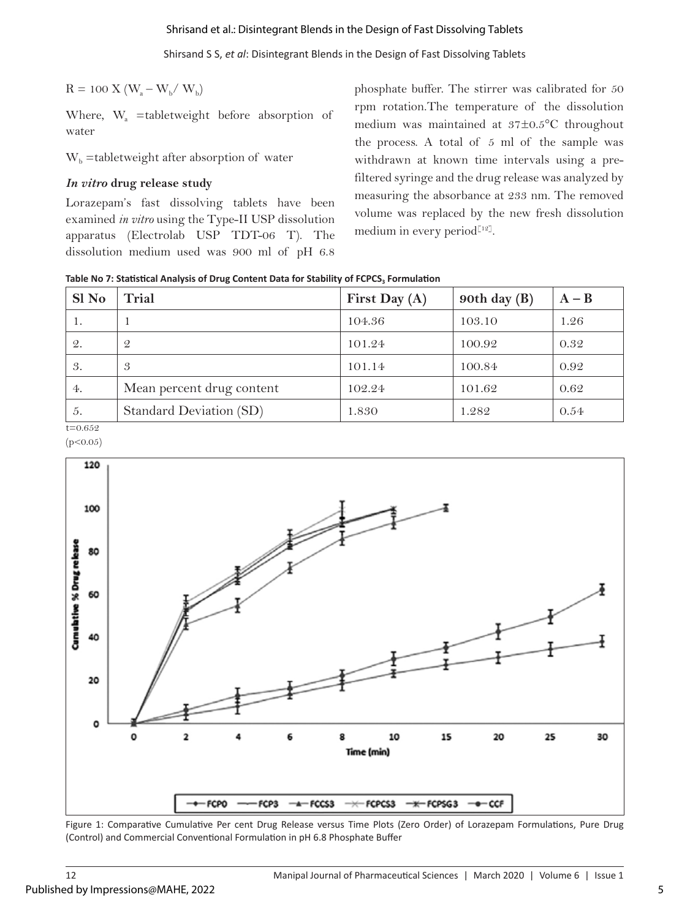$R = 100 \text{ X } (W_a - W_b / W_b)$

Where, $W_a$ =tabletweight before absorption of water

$W_b$ =tabletweight after absorption of water

### *In vitro* drug release study

Lorazepam's fast dissolving tablets have been examined *in vitro* using the Type-II USP dissolution apparatus (Electrolab USP TDT-06 T). The dissolution medium used was 900 ml of pH 6.8 phosphate buffer. The stirrer was calibrated for 50 rpm rotation.The temperature of the dissolution medium was maintained at 37±0.5°C throughout the process. A total of 5 ml of the sample was withdrawn at known time intervals using a pre-filtered syringe and the drug release was analyzed by measuring the absorbance at 233 nm. The removed volume was replaced by the new fresh dissolution medium in every period[12].

**Table No 7: Statistical Analysis of Drug Content Data for Stability of FCPCS$_3$ Formulation**

| Sl No | Trial | First Day (A) | 90th day (B) | A – B |
|---|---|---|---|---|
| 1. | 1 | 104.36 | 103.10 | 1.26 |
| 2. | 2 | 101.24 | 100.92 | 0.32 |
| 3. | 3 | 101.14 | 100.84 | 0.92 |
| 4. | Mean percent drug content | 102.24 | 101.62 | 0.62 |
| 5. | Standard Deviation (SD) | 1.830 | 1.282 | 0.54 |

t=0.652

($p<0.05$)

Figure 1: Comparative Cumulative Per cent Drug Release versus Time Plots (Zero Order) of Lorazepam Formulations, Pure Drug (Control) and Commercial Conventional Formulation in pH 6.8 Phosphate Buffer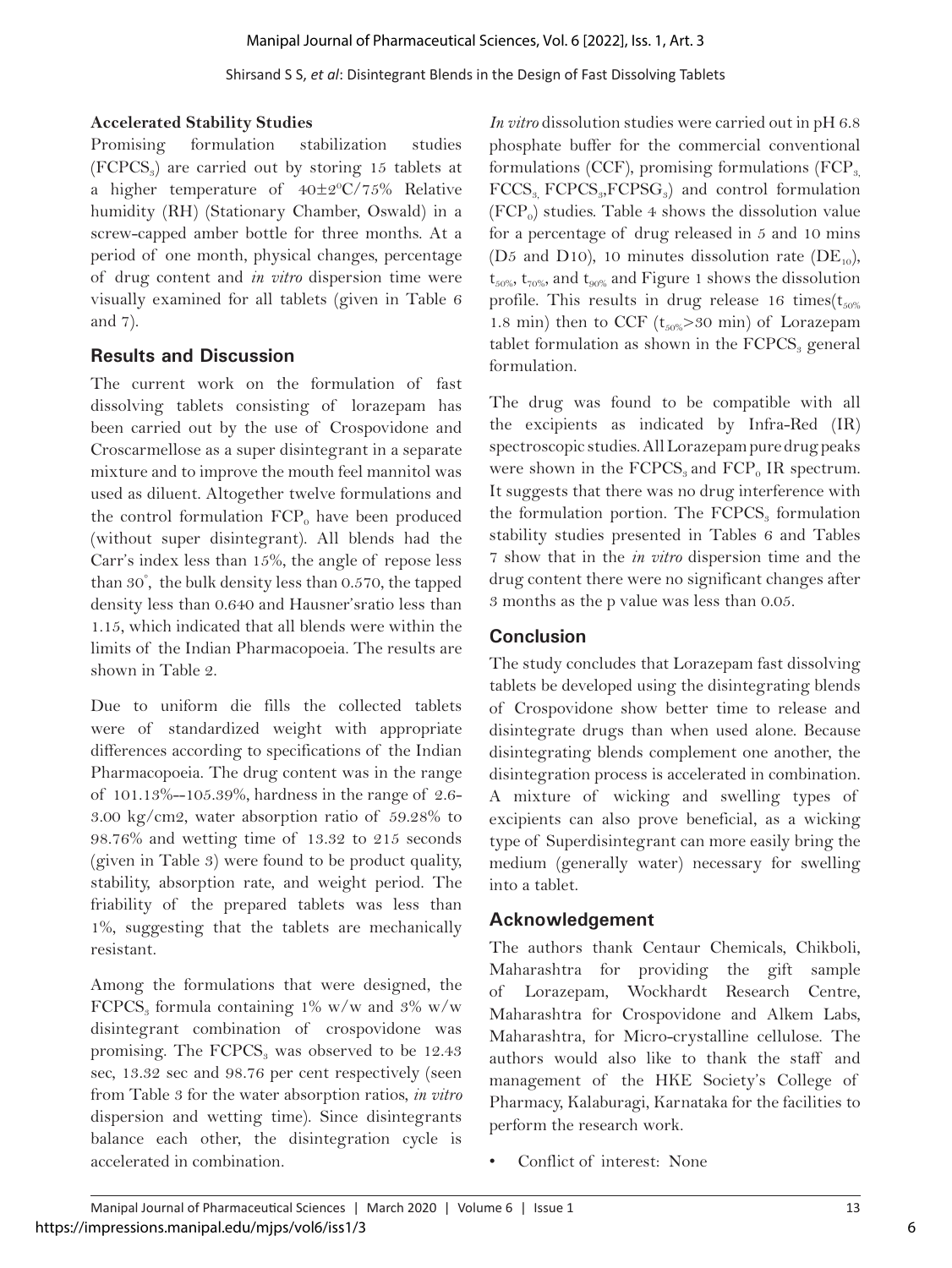### Accelerated Stability Studies

Promising formulation stabilization studies ($FCPCS_3$) are carried out by storing 15 tablets at a higher temperature of $40\pm2^0C/75\%$ Relative humidity (RH) (Stationary Chamber, Oswald) in a screw-capped amber bottle for three months. At a period of one month, physical changes, percentage of drug content and *in vitro* dispersion time were visually examined for all tablets (given in Table 6 and 7).

## Results and Discussion

The current work on the formulation of fast dissolving tablets consisting of lorazepam has been carried out by the use of Crospovidone and Croscarmellose as a super disintegrant in a separate mixture and to improve the mouth feel mannitol was used as diluent. Altogether twelve formulations and the control formulation $FCP_0$ have been produced (without super disintegrant). All blends had the Carr's index less than 15%, the angle of repose less than 30°, the bulk density less than 0.570, the tapped density less than 0.640 and Hausner'sratio less than 1.15, which indicated that all blends were within the limits of the Indian Pharmacopoeia. The results are shown in Table 2.

Due to uniform die fills the collected tablets were of standardized weight with appropriate differences according to specifications of the Indian Pharmacopoeia. The drug content was in the range of 101.13%--105.39%, hardness in the range of 2.6-3.00 kg/cm2, water absorption ratio of 59.28% to 98.76% and wetting time of 13.32 to 215 seconds (given in Table 3) were found to be product quality, stability, absorption rate, and weight period. The friability of the prepared tablets was less than 1%, suggesting that the tablets are mechanically resistant.

Among the formulations that were designed, the $FCPCS_3$ formula containing 1% w/w and 3% w/w disintegrant combination of crospovidone was promising. The $FCPCS_3$ was observed to be 12.43 sec, 13.32 sec and 98.76 per cent respectively (seen from Table 3 for the water absorption ratios, *in vitro* dispersion and wetting time). Since disintegrants balance each other, the disintegration cycle is accelerated in combination.

*In vitro* dissolution studies were carried out in pH 6.8 phosphate buffer for the commercial conventional formulations (CCF), promising formulations ($FCP_3$, $FCCS_3$, $FCPCS_3$, $FCPSG_3$) and control formulation ($FCP_0$) studies. Table 4 shows the dissolution value for a percentage of drug released in 5 and 10 mins (D5 and D10), 10 minutes dissolution rate ($DE_{10}$), $t_{50\%}$, $t_{70\%}$, and $t_{90\%}$ and Figure 1 shows the dissolution profile. This results in drug release 16 times($t_{50\%}$ 1.8 min) then to CCF ($t_{50\%}$>30 min) of Lorazepam tablet formulation as shown in the $FCPCS_3$ general formulation.

The drug was found to be compatible with all the excipients as indicated by Infra-Red (IR) spectroscopic studies. All Lorazepam pure drug peaks were shown in the $FCPCS_3$ and $FCP_0$ IR spectrum. It suggests that there was no drug interference with the formulation portion. The $FCPCS_3$ formulation stability studies presented in Tables 6 and Tables 7 show that in the *in vitro* dispersion time and the drug content there were no significant changes after 3 months as the p value was less than 0.05.

## Conclusion

The study concludes that Lorazepam fast dissolving tablets be developed using the disintegrating blends of Crospovidone show better time to release and disintegrate drugs than when used alone. Because disintegrating blends complement one another, the disintegration process is accelerated in combination. A mixture of wicking and swelling types of excipients can also prove beneficial, as a wicking type of Superdisintegrant can more easily bring the medium (generally water) necessary for swelling into a tablet.

## Acknowledgement

The authors thank Centaur Chemicals, Chikboli, Maharashtra for providing the gift sample of Lorazepam, Wockhardt Research Centre, Maharashtra for Crospovidone and Alkem Labs, Maharashtra, for Micro-crystalline cellulose. The authors would also like to thank the staff and management of the HKE Society's College of Pharmacy, Kalaburagi, Karnataka for the facilities to perform the research work.

- Conflict of interest: None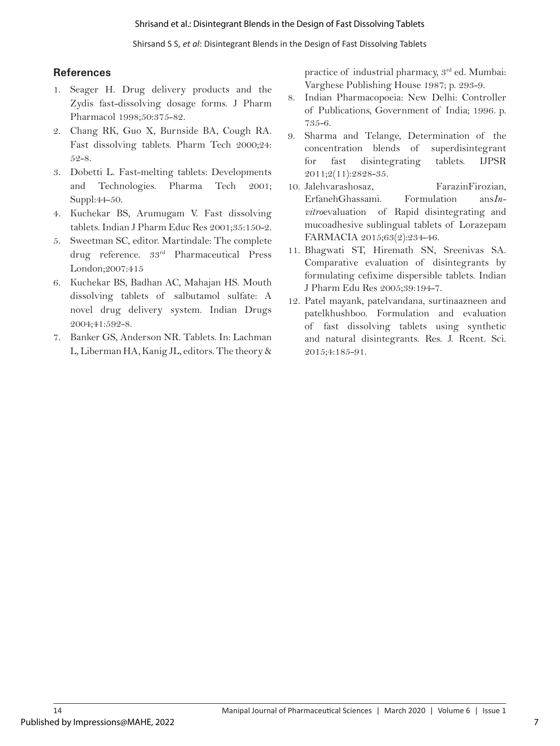## References

1. Seager H. Drug delivery products and the Zydis fast-dissolving dosage forms. J Pharm Pharmacol 1998;50:375-82.
2. Chang RK, Guo X, Burnside BA, Cough RA. Fast dissolving tablets. Pharm Tech 2000;24: 52-8.
3. Dobetti L. Fast-melting tablets: Developments and Technologies. Pharma Tech 2001; Suppl:44-50.
4. Kuchekar BS, Arumugam V. Fast dissolving tablets. Indian J Pharm Educ Res 2001;35:150-2.
5. Sweetman SC, editor. Martindale: The complete drug reference. 33rd Pharmaceutical Press London;2007:415
6. Kuchekar BS, Badhan AC, Mahajan HS. Mouth dissolving tablets of salbutamol sulfate: A novel drug delivery system. Indian Drugs 2004;41:592-8.
7. Banker GS, Anderson NR. Tablets. In: Lachman L, Liberman HA, Kanig JL, editors. The theory & practice of industrial pharmacy, 3rd ed. Mumbai: Varghese Publishing House 1987; p. 293-9.
8. Indian Pharmacopoeia: New Delhi: Controller of Publications, Government of India; 1996. p. 735-6.
9. Sharma and Telange, Determination of the concentration blends of superdisintegrant for fast disintegrating tablets. IJPSR 2011;2(11):2828-35.
10. Jalehvarashosaz, FarazinFirozian, ErfanehGhassami. Formulation ans*In-vitro*evaluation of Rapid disintegrating and mucoadhesive sublingual tablets of Lorazepam FARMACIA 2015;63(2):234-46.
11. Bhagwati ST, Hiremath SN, Sreenivas SA. Comparative evaluation of disintegrants by formulating cefixime dispersible tablets. Indian J Pharm Edu Res 2005;39:194-7.
12. Patel mayank, patelvandana, surtinaazneen and patelkhushboo. Formulation and evaluation of fast dissolving tablets using synthetic and natural disintegrants. Res. J. Rcent. Sci. 2015;4:185-91.